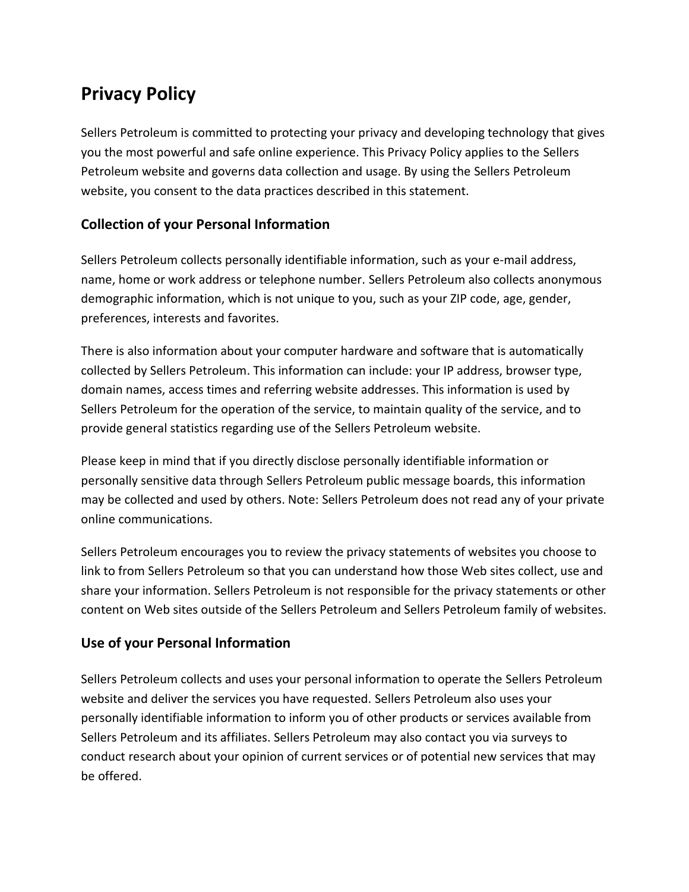# Privacy Policy

Sellers Petroleum is committed to protecting your privacy and developing technology that gives you the most powerful and safe online experience. This Privacy Policy applies to the Sellers Petroleum website and governs data collection and usage. By using the Sellers Petroleum website, you consent to the data practices described in this statement.

## Collection of your Personal Information

Sellers Petroleum collects personally identifiable information, such as your e-mail address, name, home or work address or telephone number. Sellers Petroleum also collects anonymous demographic information, which is not unique to you, such as your ZIP code, age, gender, preferences, interests and favorites.

There is also information about your computer hardware and software that is automatically collected by Sellers Petroleum. This information can include: your IP address, browser type, domain names, access times and referring website addresses. This information is used by Sellers Petroleum for the operation of the service, to maintain quality of the service, and to provide general statistics regarding use of the Sellers Petroleum website.

Please keep in mind that if you directly disclose personally identifiable information or personally sensitive data through Sellers Petroleum public message boards, this information may be collected and used by others. Note: Sellers Petroleum does not read any of your private online communications.

Sellers Petroleum encourages you to review the privacy statements of websites you choose to link to from Sellers Petroleum so that you can understand how those Web sites collect, use and share your information. Sellers Petroleum is not responsible for the privacy statements or other content on Web sites outside of the Sellers Petroleum and Sellers Petroleum family of websites.

## Use of your Personal Information

Sellers Petroleum collects and uses your personal information to operate the Sellers Petroleum website and deliver the services you have requested. Sellers Petroleum also uses your personally identifiable information to inform you of other products or services available from Sellers Petroleum and its affiliates. Sellers Petroleum may also contact you via surveys to conduct research about your opinion of current services or of potential new services that may be offered.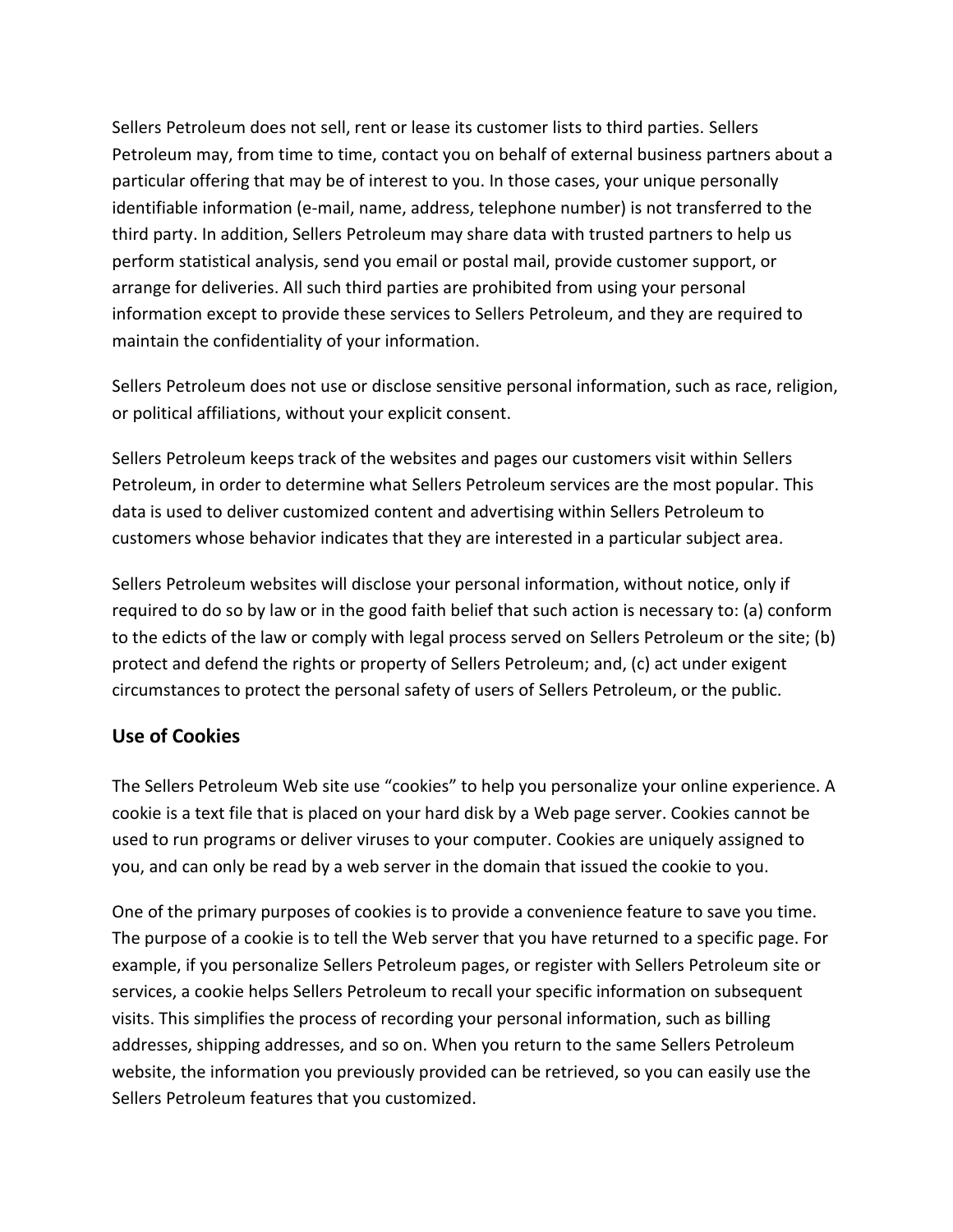Sellers Petroleum does not sell, rent or lease its customer lists to third parties. Sellers Petroleum may, from time to time, contact you on behalf of external business partners about a particular offering that may be of interest to you. In those cases, your unique personally identifiable information (e-mail, name, address, telephone number) is not transferred to the third party. In addition, Sellers Petroleum may share data with trusted partners to help us perform statistical analysis, send you email or postal mail, provide customer support, or arrange for deliveries. All such third parties are prohibited from using your personal information except to provide these services to Sellers Petroleum, and they are required to maintain the confidentiality of your information.

Sellers Petroleum does not use or disclose sensitive personal information, such as race, religion, or political affiliations, without your explicit consent.

Sellers Petroleum keeps track of the websites and pages our customers visit within Sellers Petroleum, in order to determine what Sellers Petroleum services are the most popular. This data is used to deliver customized content and advertising within Sellers Petroleum to customers whose behavior indicates that they are interested in a particular subject area.

Sellers Petroleum websites will disclose your personal information, without notice, only if required to do so by law or in the good faith belief that such action is necessary to: (a) conform to the edicts of the law or comply with legal process served on Sellers Petroleum or the site; (b) protect and defend the rights or property of Sellers Petroleum; and, (c) act under exigent circumstances to protect the personal safety of users of Sellers Petroleum, or the public.

## Use of Cookies

The Sellers Petroleum Web site use "cookies" to help you personalize your online experience. A cookie is a text file that is placed on your hard disk by a Web page server. Cookies cannot be used to run programs or deliver viruses to your computer. Cookies are uniquely assigned to you, and can only be read by a web server in the domain that issued the cookie to you.

One of the primary purposes of cookies is to provide a convenience feature to save you time. The purpose of a cookie is to tell the Web server that you have returned to a specific page. For example, if you personalize Sellers Petroleum pages, or register with Sellers Petroleum site or services, a cookie helps Sellers Petroleum to recall your specific information on subsequent visits. This simplifies the process of recording your personal information, such as billing addresses, shipping addresses, and so on. When you return to the same Sellers Petroleum website, the information you previously provided can be retrieved, so you can easily use the Sellers Petroleum features that you customized.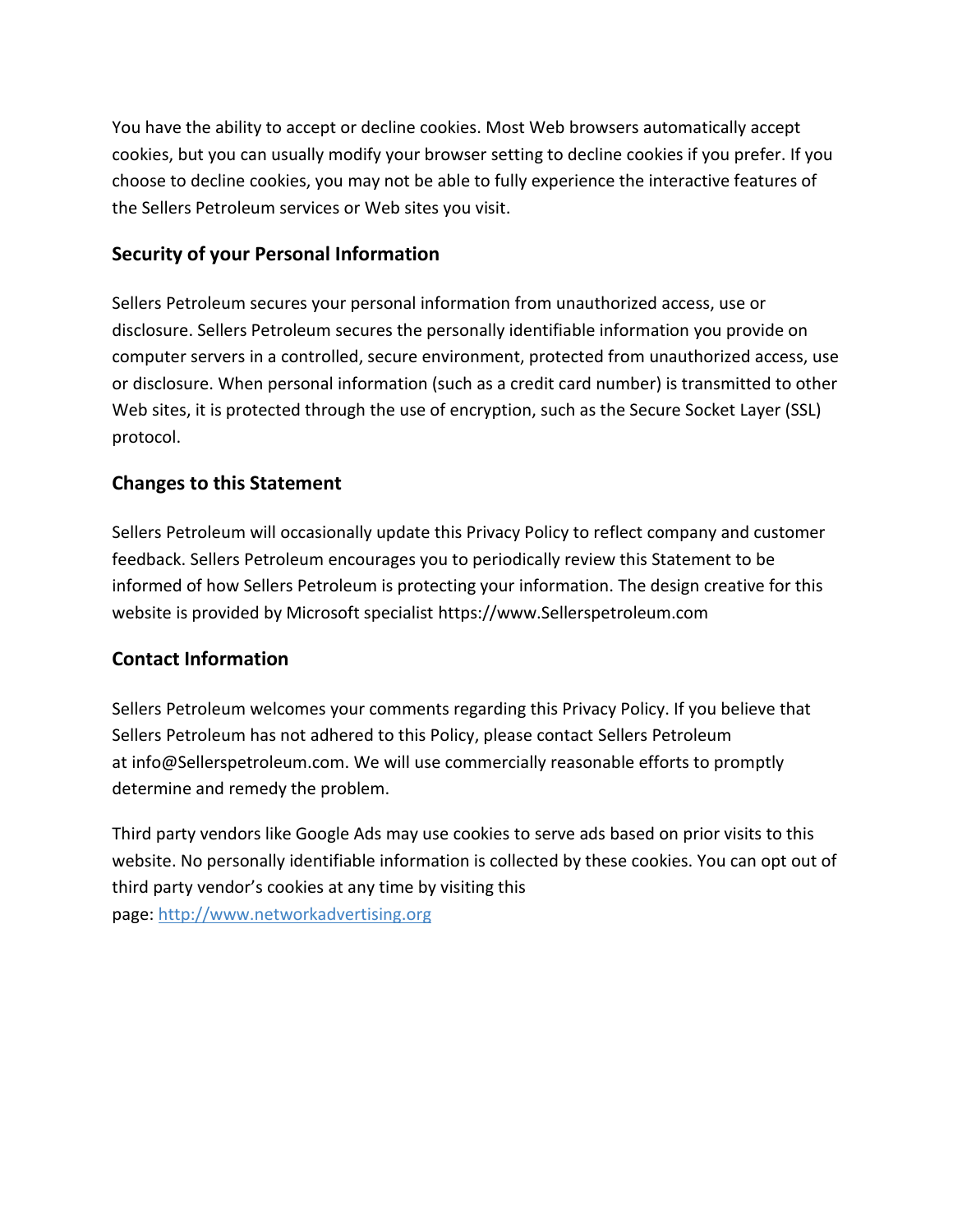You have the ability to accept or decline cookies. Most Web browsers automatically accept cookies, but you can usually modify your browser setting to decline cookies if you prefer. If you choose to decline cookies, you may not be able to fully experience the interactive features of the Sellers Petroleum services or Web sites you visit.

## Security of your Personal Information

Sellers Petroleum secures your personal information from unauthorized access, use or disclosure. Sellers Petroleum secures the personally identifiable information you provide on computer servers in a controlled, secure environment, protected from unauthorized access, use or disclosure. When personal information (such as a credit card number) is transmitted to other Web sites, it is protected through the use of encryption, such as the Secure Socket Layer (SSL) protocol.

## Changes to this Statement

Sellers Petroleum will occasionally update this Privacy Policy to reflect company and customer feedback. Sellers Petroleum encourages you to periodically review this Statement to be informed of how Sellers Petroleum is protecting your information. The design creative for this website is provided by Microsoft specialist https://www.Sellerspetroleum.com

## Contact Information

Sellers Petroleum welcomes your comments regarding this Privacy Policy. If you believe that Sellers Petroleum has not adhered to this Policy, please contact Sellers Petroleum at info@Sellerspetroleum.com. We will use commercially reasonable efforts to promptly determine and remedy the problem.

Third party vendors like Google Ads may use cookies to serve ads based on prior visits to this website. No personally identifiable information is collected by these cookies. You can opt out of third party vendor's cookies at any time by visiting this page: [http://www.networkadvertising.org](http://www.networkadvertising.org)